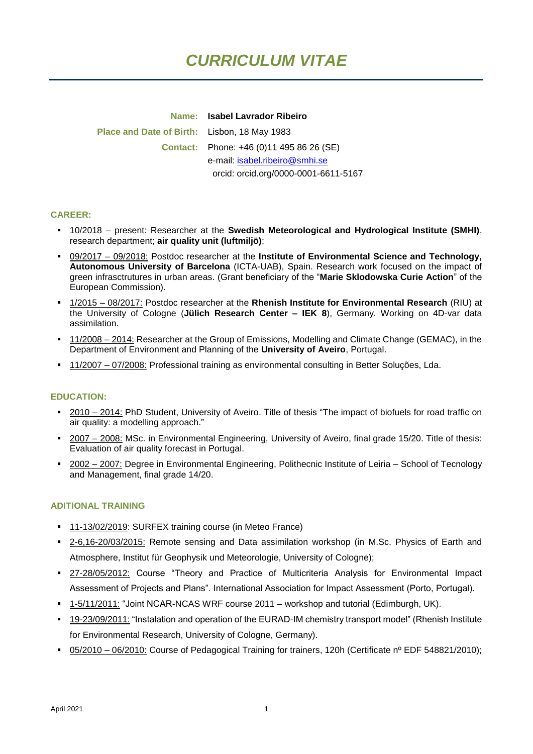# *CURRICULUM VITAE*

**Name:** **Isabel Lavrador Ribeiro**

**Place and Date of Birth:** Lisbon, 18 May 1983

**Contact:** Phone: +46 (0)11 495 86 26 (SE)
e-mail: isabel.ribeiro@smhi.se
orcid: orcid.org/0000-0001-6611-5167

## CAREER:

- 10/2018 – present: Researcher at the **Swedish Meteorological and Hydrological Institute (SMHI)**, research department; **air quality unit (luftmiljö)**;
- 09/2017 – 09/2018: Postdoc researcher at the **Institute of Environmental Science and Technology, Autonomous University of Barcelona** (ICTA-UAB), Spain. Research work focused on the impact of green infrasctrutures in urban areas. (Grant beneficiary of the "**Marie Sklodowska Curie Action**" of the European Commission).
- 1/2015 – 08/2017: Postdoc researcher at the **Rhenish Institute for Environmental Research** (RIU) at the University of Cologne (**Jülich Research Center – IEK 8**), Germany. Working on 4D-var data assimilation.
- 11/2008 – 2014: Researcher at the Group of Emissions, Modelling and Climate Change (GEMAC), in the Department of Environment and Planning of the **University of Aveiro**, Portugal.
- 11/2007 – 07/2008: Professional training as environmental consulting in Better Soluções, Lda.

## EDUCATION:

- 2010 – 2014: PhD Student, University of Aveiro. Title of thesis "The impact of biofuels for road traffic on air quality: a modelling approach."
- 2007 – 2008: MSc. in Environmental Engineering, University of Aveiro, final grade 15/20. Title of thesis: Evaluation of air quality forecast in Portugal.
- 2002 – 2007: Degree in Environmental Engineering, Polithecnic Institute of Leiria – School of Tecnology and Management, final grade 14/20.

## ADITIONAL TRAINING

- 11-13/02/2019: SURFEX training course (in Meteo France)
- 2-6,16-20/03/2015: Remote sensing and Data assimilation workshop (in M.Sc. Physics of Earth and Atmosphere, Institut für Geophysik und Meteorologie, University of Cologne);
- 27-28/05/2012: Course "Theory and Practice of Multicriteria Analysis for Environmental Impact Assessment of Projects and Plans". International Association for Impact Assessment (Porto, Portugal).
- 1-5/11/2011: "Joint NCAR-NCAS WRF course 2011 – workshop and tutorial (Edimburgh, UK).
- 19-23/09/2011: "Instalation and operation of the EURAD-IM chemistry transport model" (Rhenish Institute for Environmental Research, University of Cologne, Germany).
- 05/2010 – 06/2010: Course of Pedagogical Training for trainers, 120h (Certificate nº EDF 548821/2010);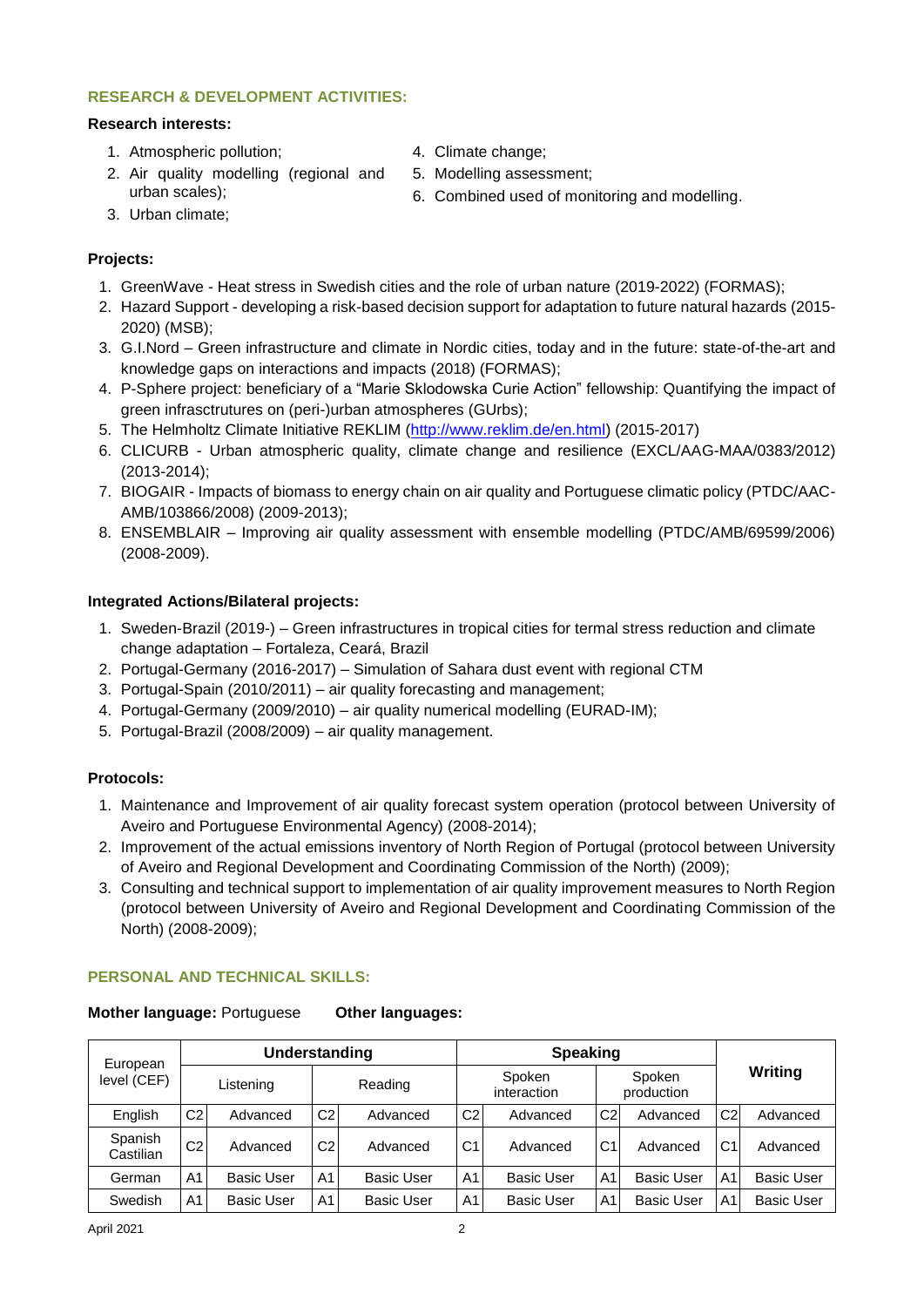## RESEARCH & DEVELOPMENT ACTIVITIES:

**Research interests:**

1. Atmospheric pollution;
2. Air quality modelling (regional and urban scales);
3. Urban climate;
4. Climate change;
5. Modelling assessment;
6. Combined used of monitoring and modelling.

**Projects:**

1. GreenWave - Heat stress in Swedish cities and the role of urban nature (2019-2022) (FORMAS);
2. Hazard Support - developing a risk-based decision support for adaptation to future natural hazards (2015-2020) (MSB);
3. G.I.Nord – Green infrastructure and climate in Nordic cities, today and in the future: state-of-the-art and knowledge gaps on interactions and impacts (2018) (FORMAS);
4. P-Sphere project: beneficiary of a "Marie Sklodowska Curie Action" fellowship: Quantifying the impact of green infrasctrutures on (peri-)urban atmospheres (GUrbs);
5. The Helmholtz Climate Initiative REKLIM (http://www.reklim.de/en.html) (2015-2017)
6. CLICURB - Urban atmospheric quality, climate change and resilience (EXCL/AAG-MAA/0383/2012) (2013-2014);
7. BIOGAIR - Impacts of biomass to energy chain on air quality and Portuguese climatic policy (PTDC/AAC-AMB/103866/2008) (2009-2013);
8. ENSEMBLAIR – Improving air quality assessment with ensemble modelling (PTDC/AMB/69599/2006) (2008-2009).

**Integrated Actions/Bilateral projects:**

1. Sweden-Brazil (2019-) – Green infrastructures in tropical cities for termal stress reduction and climate change adaptation – Fortaleza, Ceará, Brazil
2. Portugal-Germany (2016-2017) – Simulation of Sahara dust event with regional CTM
3. Portugal-Spain (2010/2011) – air quality forecasting and management;
4. Portugal-Germany (2009/2010) – air quality numerical modelling (EURAD-IM);
5. Portugal-Brazil (2008/2009) – air quality management.

**Protocols:**

1. Maintenance and Improvement of air quality forecast system operation (protocol between University of Aveiro and Portuguese Environmental Agency) (2008-2014);
2. Improvement of the actual emissions inventory of North Region of Portugal (protocol between University of Aveiro and Regional Development and Coordinating Commission of the North) (2009);
3. Consulting and technical support to implementation of air quality improvement measures to North Region (protocol between University of Aveiro and Regional Development and Coordinating Commission of the North) (2008-2009);

## PERSONAL AND TECHNICAL SKILLS:

**Mother language:** Portuguese **Other languages:**

| European level (CEF) | Understanding | | | | Speaking | | | | Writing | |
|---|---|---|---|---|---|---|---|---|---|---|
| | Listening | | Reading | | Spoken interaction | | Spoken production | | | |
| English | C2 | Advanced | C2 | Advanced | C2 | Advanced | C2 | Advanced | C2 | Advanced |
| Spanish Castilian | C2 | Advanced | C2 | Advanced | C1 | Advanced | C1 | Advanced | C1 | Advanced |
| German | A1 | Basic User | A1 | Basic User | A1 | Basic User | A1 | Basic User | A1 | Basic User |
| Swedish | A1 | Basic User | A1 | Basic User | A1 | Basic User | A1 | Basic User | A1 | Basic User |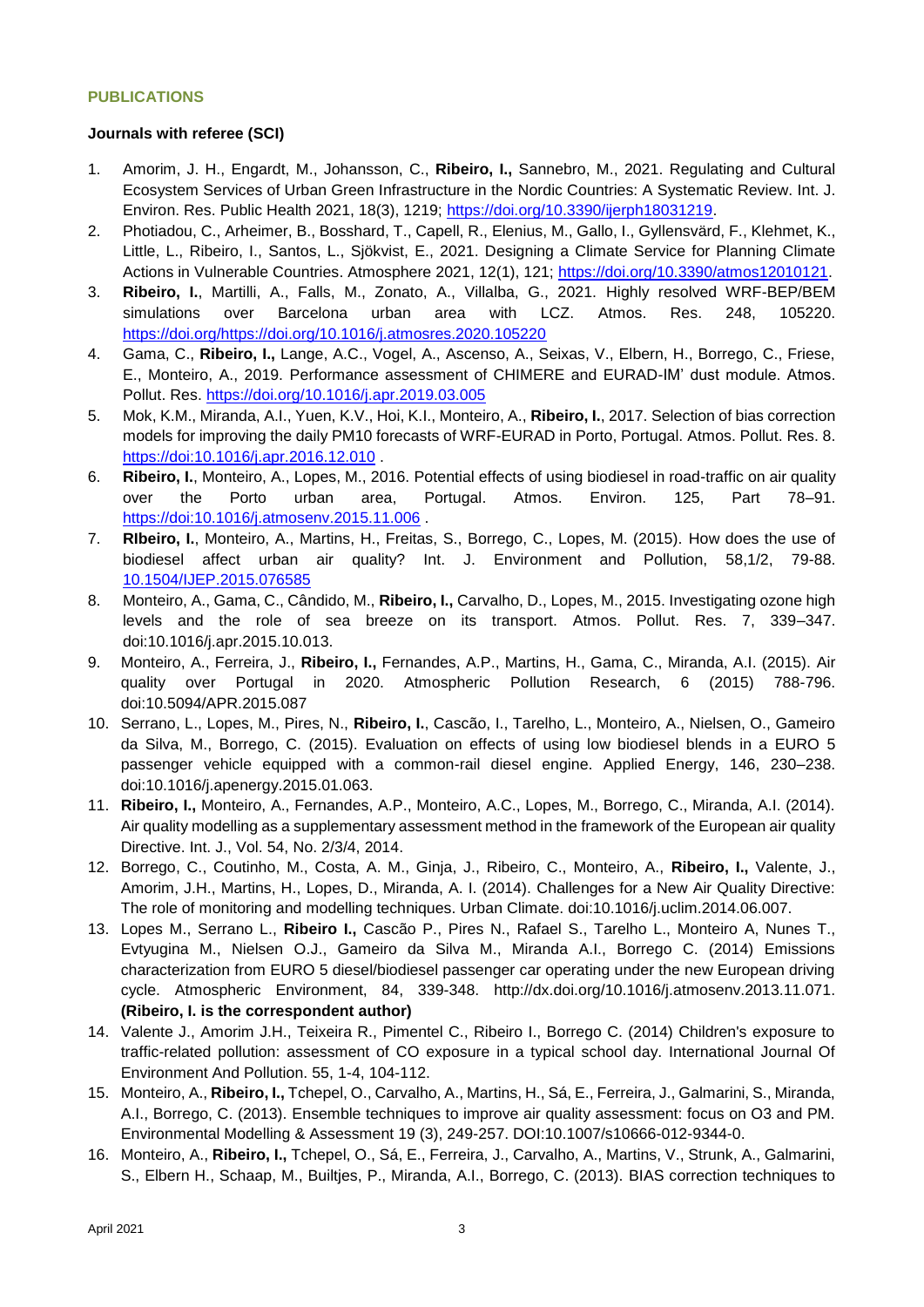**PUBLICATIONS**

**Journals with referee (SCI)**

1. Amorim, J. H., Engardt, M., Johansson, C., **Ribeiro, I.,** Sannebro, M., 2021. Regulating and Cultural Ecosystem Services of Urban Green Infrastructure in the Nordic Countries: A Systematic Review. Int. J. Environ. Res. Public Health 2021, 18(3), 1219; https://doi.org/10.3390/ijerph18031219.
2. Photiadou, C., Arheimer, B., Bosshard, T., Capell, R., Elenius, M., Gallo, I., Gyllensvärd, F., Klehmet, K., Little, L., Ribeiro, I., Santos, L., Sjökvist, E., 2021. Designing a Climate Service for Planning Climate Actions in Vulnerable Countries. Atmosphere 2021, 12(1), 121; https://doi.org/10.3390/atmos12010121.
3. **Ribeiro, I.**, Martilli, A., Falls, M., Zonato, A., Villalba, G., 2021. Highly resolved WRF-BEP/BEM simulations over Barcelona urban area with LCZ. Atmos. Res. 248, 105220. https://doi.org/https://doi.org/10.1016/j.atmosres.2020.105220
4. Gama, C., **Ribeiro, I.,** Lange, A.C., Vogel, A., Ascenso, A., Seixas, V., Elbern, H., Borrego, C., Friese, E., Monteiro, A., 2019. Performance assessment of CHIMERE and EURAD-IM' dust module. Atmos. Pollut. Res. https://doi.org/10.1016/j.apr.2019.03.005
5. Mok, K.M., Miranda, A.I., Yuen, K.V., Hoi, K.I., Monteiro, A., **Ribeiro, I.**, 2017. Selection of bias correction models for improving the daily PM10 forecasts of WRF-EURAD in Porto, Portugal. Atmos. Pollut. Res. 8. https://doi:10.1016/j.apr.2016.12.010 .
6. **Ribeiro, I.**, Monteiro, A., Lopes, M., 2016. Potential effects of using biodiesel in road-traffic on air quality over the Porto urban area, Portugal. Atmos. Environ. 125, Part 78–91. https://doi:10.1016/j.atmosenv.2015.11.006 .
7. **RIbeiro, I.**, Monteiro, A., Martins, H., Freitas, S., Borrego, C., Lopes, M. (2015). How does the use of biodiesel affect urban air quality? Int. J. Environment and Pollution, 58,1/2, 79-88. 10.1504/IJEP.2015.076585
8. Monteiro, A., Gama, C., Cândido, M., **Ribeiro, I.,** Carvalho, D., Lopes, M., 2015. Investigating ozone high levels and the role of sea breeze on its transport. Atmos. Pollut. Res. 7, 339–347. doi:10.1016/j.apr.2015.10.013.
9. Monteiro, A., Ferreira, J., **Ribeiro, I.,** Fernandes, A.P., Martins, H., Gama, C., Miranda, A.I. (2015). Air quality over Portugal in 2020. Atmospheric Pollution Research, 6 (2015) 788-796. doi:10.5094/APR.2015.087
10. Serrano, L., Lopes, M., Pires, N., **Ribeiro, I.**, Cascão, I., Tarelho, L., Monteiro, A., Nielsen, O., Gameiro da Silva, M., Borrego, C. (2015). Evaluation on effects of using low biodiesel blends in a EURO 5 passenger vehicle equipped with a common-rail diesel engine. Applied Energy, 146, 230–238. doi:10.1016/j.apenergy.2015.01.063.
11. **Ribeiro, I.,** Monteiro, A., Fernandes, A.P., Monteiro, A.C., Lopes, M., Borrego, C., Miranda, A.I. (2014). Air quality modelling as a supplementary assessment method in the framework of the European air quality Directive. Int. J., Vol. 54, No. 2/3/4, 2014.
12. Borrego, C., Coutinho, M., Costa, A. M., Ginja, J., Ribeiro, C., Monteiro, A., **Ribeiro, I.,** Valente, J., Amorim, J.H., Martins, H., Lopes, D., Miranda, A. I. (2014). Challenges for a New Air Quality Directive: The role of monitoring and modelling techniques. Urban Climate. doi:10.1016/j.uclim.2014.06.007.
13. Lopes M., Serrano L., **Ribeiro I.,** Cascão P., Pires N., Rafael S., Tarelho L., Monteiro A, Nunes T., Evtyugina M., Nielsen O.J., Gameiro da Silva M., Miranda A.I., Borrego C. (2014) Emissions characterization from EURO 5 diesel/biodiesel passenger car operating under the new European driving cycle. Atmospheric Environment, 84, 339-348. http://dx.doi.org/10.1016/j.atmosenv.2013.11.071. **(Ribeiro, I. is the correspondent author)**
14. Valente J., Amorim J.H., Teixeira R., Pimentel C., Ribeiro I., Borrego C. (2014) Children's exposure to traffic-related pollution: assessment of CO exposure in a typical school day. International Journal Of Environment And Pollution. 55, 1-4, 104-112.
15. Monteiro, A., **Ribeiro, I.,** Tchepel, O., Carvalho, A., Martins, H., Sá, E., Ferreira, J., Galmarini, S., Miranda, A.I., Borrego, C. (2013). Ensemble techniques to improve air quality assessment: focus on O3 and PM. Environmental Modelling & Assessment 19 (3), 249-257. DOI:10.1007/s10666-012-9344-0.
16. Monteiro, A., **Ribeiro, I.,** Tchepel, O., Sá, E., Ferreira, J., Carvalho, A., Martins, V., Strunk, A., Galmarini, S., Elbern H., Schaap, M., Builtjes, P., Miranda, A.I., Borrego, C. (2013). BIAS correction techniques to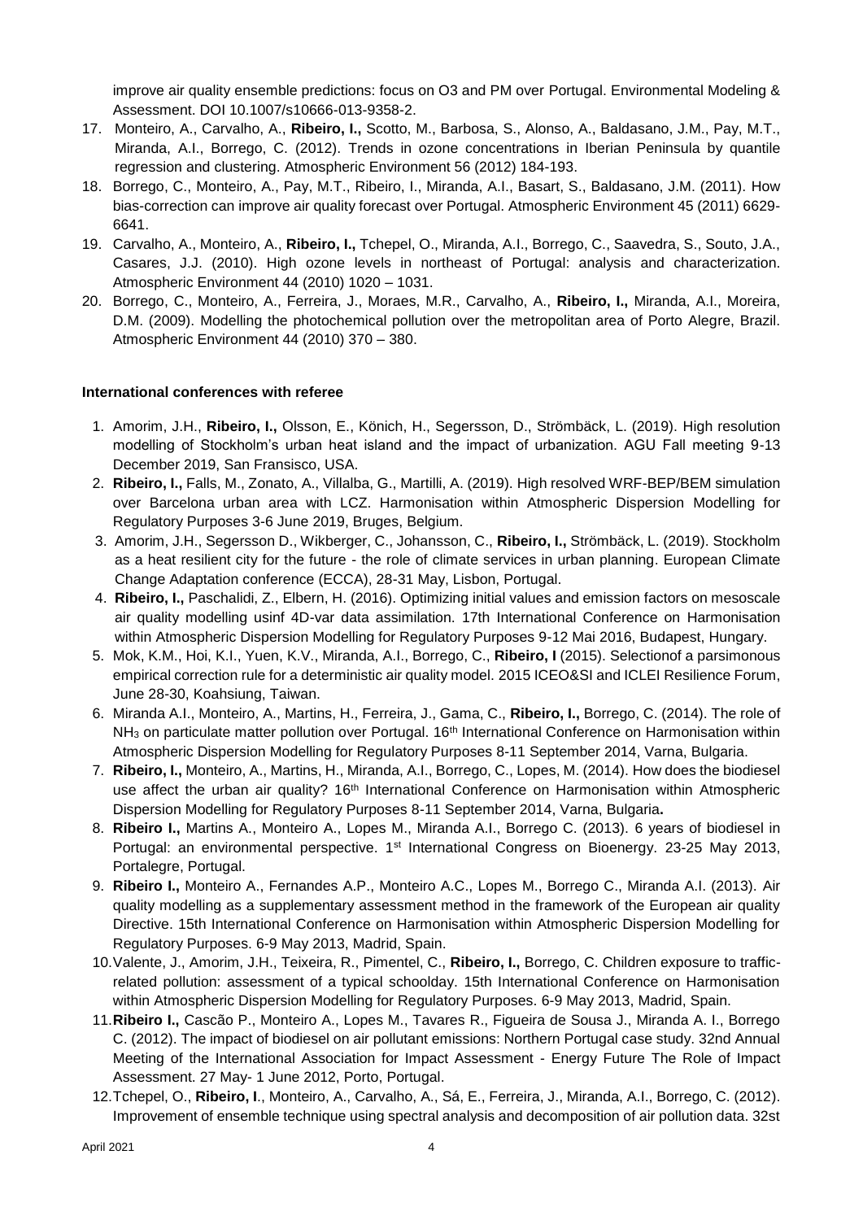improve air quality ensemble predictions: focus on O3 and PM over Portugal. Environmental Modeling & Assessment. DOI 10.1007/s10666-013-9358-2.

17. Monteiro, A., Carvalho, A., **Ribeiro, I.,** Scotto, M., Barbosa, S., Alonso, A., Baldasano, J.M., Pay, M.T., Miranda, A.I., Borrego, C. (2012). Trends in ozone concentrations in Iberian Peninsula by quantile regression and clustering. Atmospheric Environment 56 (2012) 184-193.
18. Borrego, C., Monteiro, A., Pay, M.T., Ribeiro, I., Miranda, A.I., Basart, S., Baldasano, J.M. (2011). How bias-correction can improve air quality forecast over Portugal. Atmospheric Environment 45 (2011) 6629-6641.
19. Carvalho, A., Monteiro, A., **Ribeiro, I.,** Tchepel, O., Miranda, A.I., Borrego, C., Saavedra, S., Souto, J.A., Casares, J.J. (2010). High ozone levels in northeast of Portugal: analysis and characterization. Atmospheric Environment 44 (2010) 1020 – 1031.
20. Borrego, C., Monteiro, A., Ferreira, J., Moraes, M.R., Carvalho, A., **Ribeiro, I.,** Miranda, A.I., Moreira, D.M. (2009). Modelling the photochemical pollution over the metropolitan area of Porto Alegre, Brazil. Atmospheric Environment 44 (2010) 370 – 380.

**International conferences with referee**

1. Amorim, J.H., **Ribeiro, I.,** Olsson, E., Könich, H., Segersson, D., Strömbäck, L. (2019). High resolution modelling of Stockholm's urban heat island and the impact of urbanization. AGU Fall meeting 9-13 December 2019, San Fransisco, USA.
2. **Ribeiro, I.,** Falls, M., Zonato, A., Villalba, G., Martilli, A. (2019). High resolved WRF-BEP/BEM simulation over Barcelona urban area with LCZ. Harmonisation within Atmospheric Dispersion Modelling for Regulatory Purposes 3-6 June 2019, Bruges, Belgium.
3. Amorim, J.H., Segersson D., Wikberger, C., Johansson, C., **Ribeiro, I.,** Strömbäck, L. (2019). Stockholm as a heat resilient city for the future - the role of climate services in urban planning. European Climate Change Adaptation conference (ECCA), 28-31 May, Lisbon, Portugal.
4. **Ribeiro, I.,** Paschalidi, Z., Elbern, H. (2016). Optimizing initial values and emission factors on mesoscale air quality modelling usinf 4D-var data assimilation. 17th International Conference on Harmonisation within Atmospheric Dispersion Modelling for Regulatory Purposes 9-12 Mai 2016, Budapest, Hungary.
5. Mok, K.M., Hoi, K.I., Yuen, K.V., Miranda, A.I., Borrego, C., **Ribeiro, I** (2015). Selectionof a parsimonous empirical correction rule for a deterministic air quality model. 2015 ICEO&SI and ICLEI Resilience Forum, June 28-30, Koahsiung, Taiwan.
6. Miranda A.I., Monteiro, A., Martins, H., Ferreira, J., Gama, C., **Ribeiro, I.,** Borrego, C. (2014). The role of $NH_3$ on particulate matter pollution over Portugal. 16th International Conference on Harmonisation within Atmospheric Dispersion Modelling for Regulatory Purposes 8-11 September 2014, Varna, Bulgaria.
7. **Ribeiro, I.,** Monteiro, A., Martins, H., Miranda, A.I., Borrego, C., Lopes, M. (2014). How does the biodiesel use affect the urban air quality? 16th International Conference on Harmonisation within Atmospheric Dispersion Modelling for Regulatory Purposes 8-11 September 2014, Varna, Bulgaria**.**
8. **Ribeiro I.,** Martins A., Monteiro A., Lopes M., Miranda A.I., Borrego C. (2013). 6 years of biodiesel in Portugal: an environmental perspective. 1st International Congress on Bioenergy. 23-25 May 2013, Portalegre, Portugal.
9. **Ribeiro I.,** Monteiro A., Fernandes A.P., Monteiro A.C., Lopes M., Borrego C., Miranda A.I. (2013). Air quality modelling as a supplementary assessment method in the framework of the European air quality Directive. 15th International Conference on Harmonisation within Atmospheric Dispersion Modelling for Regulatory Purposes. 6-9 May 2013, Madrid, Spain.
10. Valente, J., Amorim, J.H., Teixeira, R., Pimentel, C., **Ribeiro, I.,** Borrego, C. Children exposure to traffic-related pollution: assessment of a typical schoolday. 15th International Conference on Harmonisation within Atmospheric Dispersion Modelling for Regulatory Purposes. 6-9 May 2013, Madrid, Spain.
11. **Ribeiro I.,** Cascão P., Monteiro A., Lopes M., Tavares R., Figueira de Sousa J., Miranda A. I., Borrego C. (2012). The impact of biodiesel on air pollutant emissions: Northern Portugal case study. 32nd Annual Meeting of the International Association for Impact Assessment - Energy Future The Role of Impact Assessment. 27 May- 1 June 2012, Porto, Portugal.
12. Tchepel, O., **Ribeiro, I**., Monteiro, A., Carvalho, A., Sá, E., Ferreira, J., Miranda, A.I., Borrego, C. (2012). Improvement of ensemble technique using spectral analysis and decomposition of air pollution data. 32st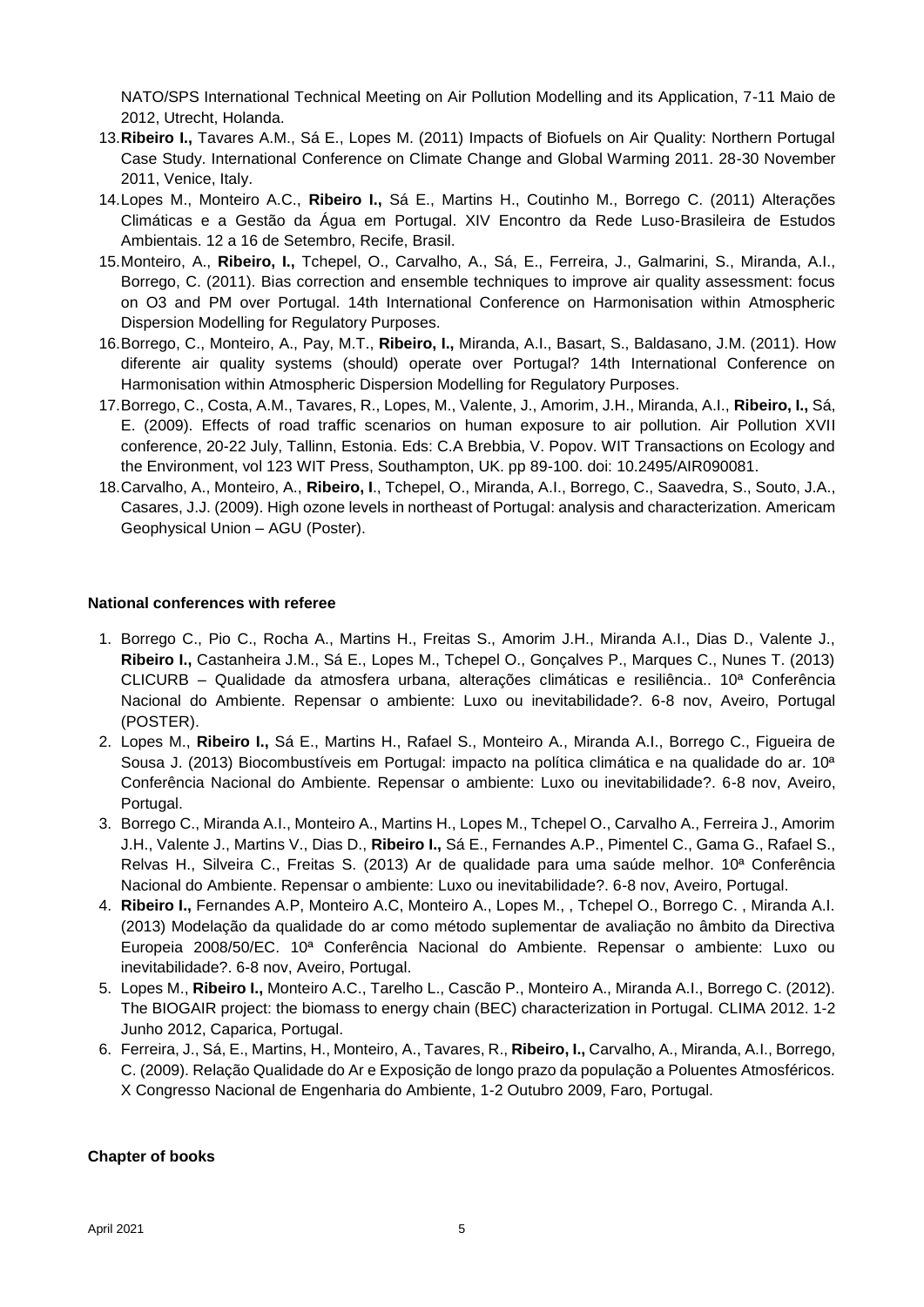NATO/SPS International Technical Meeting on Air Pollution Modelling and its Application, 7-11 Maio de 2012, Utrecht, Holanda.

13. **Ribeiro I.,** Tavares A.M., Sá E., Lopes M. (2011) Impacts of Biofuels on Air Quality: Northern Portugal Case Study. International Conference on Climate Change and Global Warming 2011. 28-30 November 2011, Venice, Italy.
14. Lopes M., Monteiro A.C., **Ribeiro I.,** Sá E., Martins H., Coutinho M., Borrego C. (2011) Alterações Climáticas e a Gestão da Água em Portugal. XIV Encontro da Rede Luso-Brasileira de Estudos Ambientais. 12 a 16 de Setembro, Recife, Brasil.
15. Monteiro, A., **Ribeiro, I.,** Tchepel, O., Carvalho, A., Sá, E., Ferreira, J., Galmarini, S., Miranda, A.I., Borrego, C. (2011). Bias correction and ensemble techniques to improve air quality assessment: focus on O3 and PM over Portugal. 14th International Conference on Harmonisation within Atmospheric Dispersion Modelling for Regulatory Purposes.
16. Borrego, C., Monteiro, A., Pay, M.T., **Ribeiro, I.,** Miranda, A.I., Basart, S., Baldasano, J.M. (2011). How diferente air quality systems (should) operate over Portugal? 14th International Conference on Harmonisation within Atmospheric Dispersion Modelling for Regulatory Purposes.
17. Borrego, C., Costa, A.M., Tavares, R., Lopes, M., Valente, J., Amorim, J.H., Miranda, A.I., **Ribeiro, I.,** Sá, E. (2009). Effects of road traffic scenarios on human exposure to air pollution. Air Pollution XVII conference, 20-22 July, Tallinn, Estonia. Eds: C.A Brebbia, V. Popov. WIT Transactions on Ecology and the Environment, vol 123 WIT Press, Southampton, UK. pp 89-100. doi: 10.2495/AIR090081.
18. Carvalho, A., Monteiro, A., **Ribeiro, I**., Tchepel, O., Miranda, A.I., Borrego, C., Saavedra, S., Souto, J.A., Casares, J.J. (2009). High ozone levels in northeast of Portugal: analysis and characterization. Americam Geophysical Union – AGU (Poster).

**National conferences with referee**

1. Borrego C., Pio C., Rocha A., Martins H., Freitas S., Amorim J.H., Miranda A.I., Dias D., Valente J., **Ribeiro I.,** Castanheira J.M., Sá E., Lopes M., Tchepel O., Gonçalves P., Marques C., Nunes T. (2013) CLICURB – Qualidade da atmosfera urbana, alterações climáticas e resiliência.. 10ª Conferência Nacional do Ambiente. Repensar o ambiente: Luxo ou inevitabilidade?. 6-8 nov, Aveiro, Portugal (POSTER).
2. Lopes M., **Ribeiro I.,** Sá E., Martins H., Rafael S., Monteiro A., Miranda A.I., Borrego C., Figueira de Sousa J. (2013) Biocombustíveis em Portugal: impacto na política climática e na qualidade do ar. 10ª Conferência Nacional do Ambiente. Repensar o ambiente: Luxo ou inevitabilidade?. 6-8 nov, Aveiro, Portugal.
3. Borrego C., Miranda A.I., Monteiro A., Martins H., Lopes M., Tchepel O., Carvalho A., Ferreira J., Amorim J.H., Valente J., Martins V., Dias D., **Ribeiro I.,** Sá E., Fernandes A.P., Pimentel C., Gama G., Rafael S., Relvas H., Silveira C., Freitas S. (2013) Ar de qualidade para uma saúde melhor. 10ª Conferência Nacional do Ambiente. Repensar o ambiente: Luxo ou inevitabilidade?. 6-8 nov, Aveiro, Portugal.
4. **Ribeiro I.,** Fernandes A.P, Monteiro A.C, Monteiro A., Lopes M., , Tchepel O., Borrego C. , Miranda A.I. (2013) Modelação da qualidade do ar como método suplementar de avaliação no âmbito da Directiva Europeia 2008/50/EC. 10ª Conferência Nacional do Ambiente. Repensar o ambiente: Luxo ou inevitabilidade?. 6-8 nov, Aveiro, Portugal.
5. Lopes M., **Ribeiro I.,** Monteiro A.C., Tarelho L., Cascão P., Monteiro A., Miranda A.I., Borrego C. (2012). The BIOGAIR project: the biomass to energy chain (BEC) characterization in Portugal. CLIMA 2012. 1-2 Junho 2012, Caparica, Portugal.
6. Ferreira, J., Sá, E., Martins, H., Monteiro, A., Tavares, R., **Ribeiro, I.,** Carvalho, A., Miranda, A.I., Borrego, C. (2009). Relação Qualidade do Ar e Exposição de longo prazo da população a Poluentes Atmosféricos. X Congresso Nacional de Engenharia do Ambiente, 1-2 Outubro 2009, Faro, Portugal.

**Chapter of books**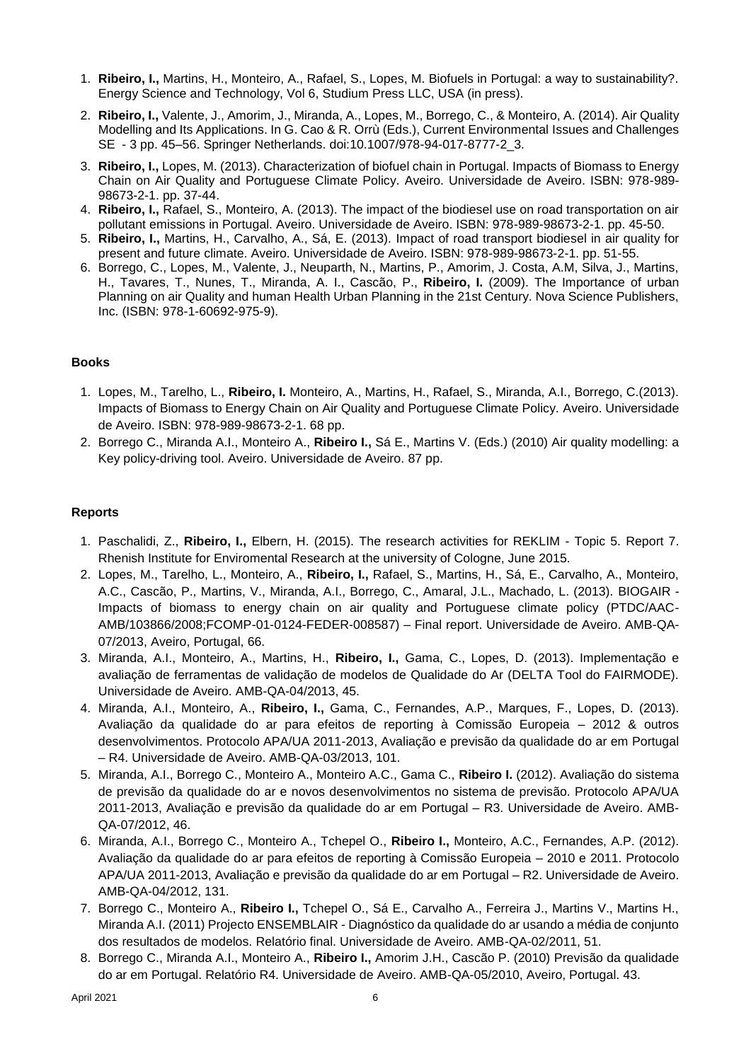1. **Ribeiro, I.,** Martins, H., Monteiro, A., Rafael, S., Lopes, M. Biofuels in Portugal: a way to sustainability?. Energy Science and Technology, Vol 6, Studium Press LLC, USA (in press).
2. **Ribeiro, I.,** Valente, J., Amorim, J., Miranda, A., Lopes, M., Borrego, C., & Monteiro, A. (2014). Air Quality Modelling and Its Applications. In G. Cao & R. Orrù (Eds.), Current Environmental Issues and Challenges SE - 3 pp. 45–56. Springer Netherlands. doi:10.1007/978-94-017-8777-2_3.
3. **Ribeiro, I.,** Lopes, M. (2013). Characterization of biofuel chain in Portugal. Impacts of Biomass to Energy Chain on Air Quality and Portuguese Climate Policy. Aveiro. Universidade de Aveiro. ISBN: 978-989-98673-2-1. pp. 37-44.
4. **Ribeiro, I.,** Rafael, S., Monteiro, A. (2013). The impact of the biodiesel use on road transportation on air pollutant emissions in Portugal. Aveiro. Universidade de Aveiro. ISBN: 978-989-98673-2-1. pp. 45-50.
5. **Ribeiro, I.,** Martins, H., Carvalho, A., Sá, E. (2013). Impact of road transport biodiesel in air quality for present and future climate. Aveiro. Universidade de Aveiro. ISBN: 978-989-98673-2-1. pp. 51-55.
6. Borrego, C., Lopes, M., Valente, J., Neuparth, N., Martins, P., Amorim, J. Costa, A.M, Silva, J., Martins, H., Tavares, T., Nunes, T., Miranda, A. I., Cascão, P., **Ribeiro, I.** (2009). The Importance of urban Planning on air Quality and human Health Urban Planning in the 21st Century. Nova Science Publishers, Inc. (ISBN: 978-1-60692-975-9).

### Books

1. Lopes, M., Tarelho, L., **Ribeiro, I.** Monteiro, A., Martins, H., Rafael, S., Miranda, A.I., Borrego, C.(2013). Impacts of Biomass to Energy Chain on Air Quality and Portuguese Climate Policy. Aveiro. Universidade de Aveiro. ISBN: 978-989-98673-2-1. 68 pp.
2. Borrego C., Miranda A.I., Monteiro A., **Ribeiro I.,** Sá E., Martins V. (Eds.) (2010) Air quality modelling: a Key policy-driving tool. Aveiro. Universidade de Aveiro. 87 pp.

### Reports

1. Paschalidi, Z., **Ribeiro, I.,** Elbern, H. (2015). The research activities for REKLIM - Topic 5. Report 7. Rhenish Institute for Enviromental Research at the university of Cologne, June 2015.
2. Lopes, M., Tarelho, L., Monteiro, A., **Ribeiro, I.,** Rafael, S., Martins, H., Sá, E., Carvalho, A., Monteiro, A.C., Cascão, P., Martins, V., Miranda, A.I., Borrego, C., Amaral, J.L., Machado, L. (2013). BIOGAIR - Impacts of biomass to energy chain on air quality and Portuguese climate policy (PTDC/AAC-AMB/103866/2008;FCOMP-01-0124-FEDER-008587) – Final report. Universidade de Aveiro. AMB-QA-07/2013, Aveiro, Portugal, 66.
3. Miranda, A.I., Monteiro, A., Martins, H., **Ribeiro, I.,** Gama, C., Lopes, D. (2013). Implementação e avaliação de ferramentas de validação de modelos de Qualidade do Ar (DELTA Tool do FAIRMODE). Universidade de Aveiro. AMB-QA-04/2013, 45.
4. Miranda, A.I., Monteiro, A., **Ribeiro, I.,** Gama, C., Fernandes, A.P., Marques, F., Lopes, D. (2013). Avaliação da qualidade do ar para efeitos de reporting à Comissão Europeia – 2012 & outros desenvolvimentos. Protocolo APA/UA 2011-2013, Avaliação e previsão da qualidade do ar em Portugal – R4. Universidade de Aveiro. AMB-QA-03/2013, 101.
5. Miranda, A.I., Borrego C., Monteiro A., Monteiro A.C., Gama C., **Ribeiro I.** (2012). Avaliação do sistema de previsão da qualidade do ar e novos desenvolvimentos no sistema de previsão. Protocolo APA/UA 2011-2013, Avaliação e previsão da qualidade do ar em Portugal – R3. Universidade de Aveiro. AMB-QA-07/2012, 46.
6. Miranda, A.I., Borrego C., Monteiro A., Tchepel O., **Ribeiro I.,** Monteiro, A.C., Fernandes, A.P. (2012). Avaliação da qualidade do ar para efeitos de reporting à Comissão Europeia – 2010 e 2011. Protocolo APA/UA 2011-2013, Avaliação e previsão da qualidade do ar em Portugal – R2. Universidade de Aveiro. AMB-QA-04/2012, 131.
7. Borrego C., Monteiro A., **Ribeiro I.,** Tchepel O., Sá E., Carvalho A., Ferreira J., Martins V., Martins H., Miranda A.I. (2011) Projecto ENSEMBLAIR - Diagnóstico da qualidade do ar usando a média de conjunto dos resultados de modelos. Relatório final. Universidade de Aveiro. AMB-QA-02/2011, 51.
8. Borrego C., Miranda A.I., Monteiro A., **Ribeiro I.,** Amorim J.H., Cascão P. (2010) Previsão da qualidade do ar em Portugal. Relatório R4. Universidade de Aveiro. AMB-QA-05/2010, Aveiro, Portugal. 43.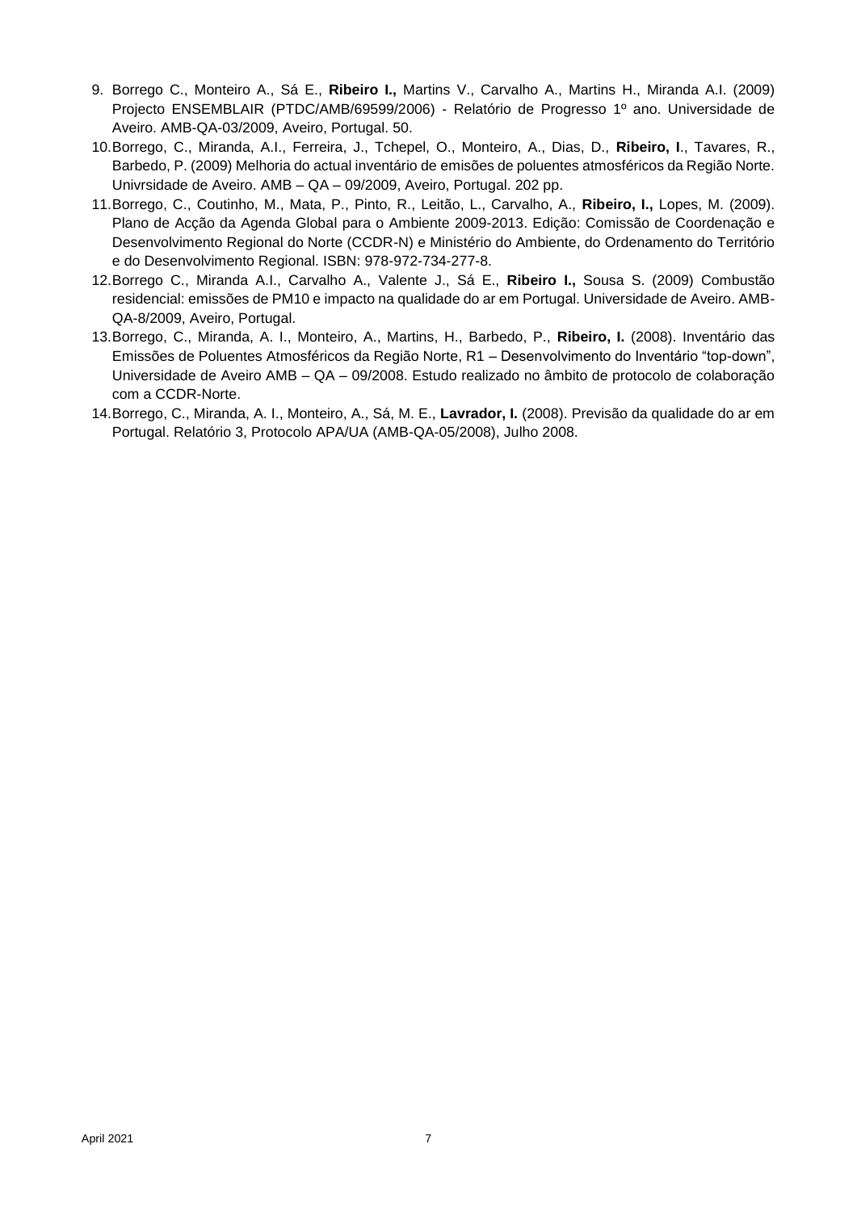9. Borrego C., Monteiro A., Sá E., **Ribeiro I.,** Martins V., Carvalho A., Martins H., Miranda A.I. (2009) Projecto ENSEMBLAIR (PTDC/AMB/69599/2006) - Relatório de Progresso 1º ano. Universidade de Aveiro. AMB-QA-03/2009, Aveiro, Portugal. 50.
10. Borrego, C., Miranda, A.I., Ferreira, J., Tchepel, O., Monteiro, A., Dias, D., **Ribeiro, I**., Tavares, R., Barbedo, P. (2009) Melhoria do actual inventário de emissões de poluentes atmosféricos da Região Norte. Univrsidade de Aveiro. AMB – QA – 09/2009, Aveiro, Portugal. 202 pp.
11. Borrego, C., Coutinho, M., Mata, P., Pinto, R., Leitão, L., Carvalho, A., **Ribeiro, I.,** Lopes, M. (2009). Plano de Acção da Agenda Global para o Ambiente 2009-2013. Edição: Comissão de Coordenação e Desenvolvimento Regional do Norte (CCDR-N) e Ministério do Ambiente, do Ordenamento do Território e do Desenvolvimento Regional. ISBN: 978-972-734-277-8.
12. Borrego C., Miranda A.I., Carvalho A., Valente J., Sá E., **Ribeiro I.,** Sousa S. (2009) Combustão residencial: emissões de PM10 e impacto na qualidade do ar em Portugal. Universidade de Aveiro. AMB-QA-8/2009, Aveiro, Portugal.
13. Borrego, C., Miranda, A. I., Monteiro, A., Martins, H., Barbedo, P., **Ribeiro, I.** (2008). Inventário das Emissões de Poluentes Atmosféricos da Região Norte, R1 – Desenvolvimento do Inventário "top-down", Universidade de Aveiro AMB – QA – 09/2008. Estudo realizado no âmbito de protocolo de colaboração com a CCDR-Norte.
14. Borrego, C., Miranda, A. I., Monteiro, A., Sá, M. E., **Lavrador, I.** (2008). Previsão da qualidade do ar em Portugal. Relatório 3, Protocolo APA/UA (AMB-QA-05/2008), Julho 2008.